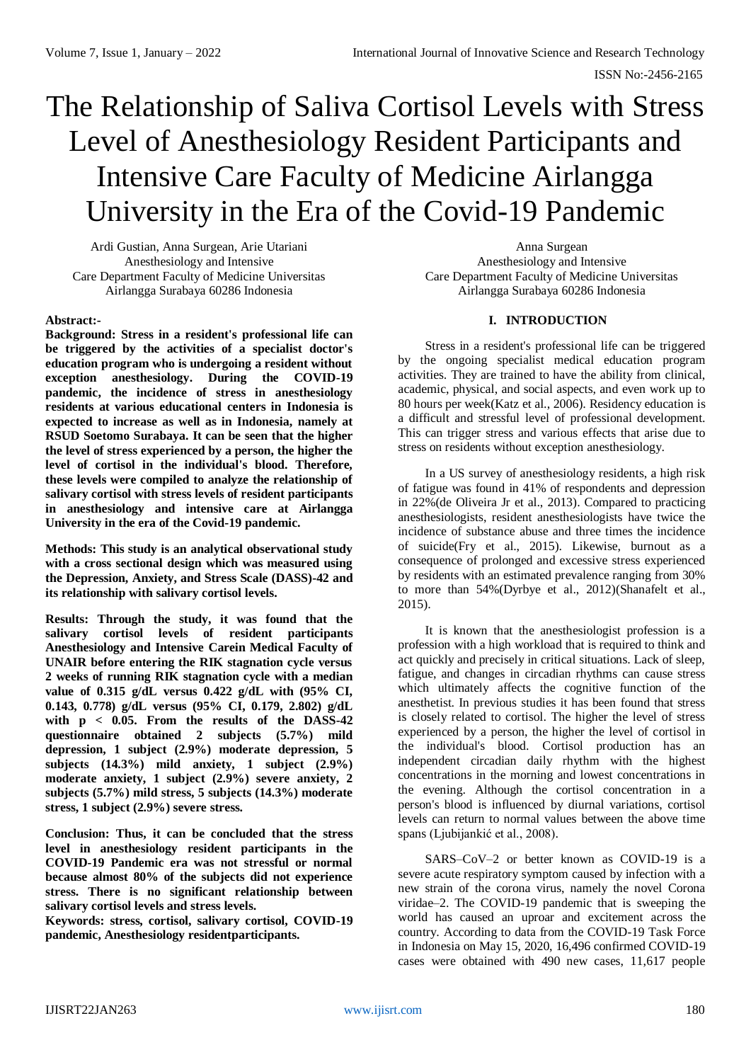# The Relationship of Saliva Cortisol Levels with Stress Level of Anesthesiology Resident Participants and Intensive Care Faculty of Medicine Airlangga University in the Era of the Covid-19 Pandemic

Ardi Gustian, Anna Surgean, Arie Utariani
Anesthesiology and Intensive
Care Department Faculty of Medicine Universitas
Airlangga Surabaya 60286 Indonesia

Anna Surgean
Anesthesiology and Intensive
Care Department Faculty of Medicine Universitas
Airlangga Surabaya 60286 Indonesia

**Abstract:-**

**Background: Stress in a resident's professional life can be triggered by the activities of a specialist doctor's education program who is undergoing a resident without exception anesthesiology. During the COVID-19 pandemic, the incidence of stress in anesthesiology residents at various educational centers in Indonesia is expected to increase as well as in Indonesia, namely at RSUD Soetomo Surabaya. It can be seen that the higher the level of stress experienced by a person, the higher the level of cortisol in the individual's blood. Therefore, these levels were compiled to analyze the relationship of salivary cortisol with stress levels of resident participants in anesthesiology and intensive care at Airlangga University in the era of the Covid-19 pandemic.**

**Methods: This study is an analytical observational study with a cross sectional design which was measured using the Depression, Anxiety, and Stress Scale (DASS)-42 and its relationship with salivary cortisol levels.**

**Results: Through the study, it was found that the salivary cortisol levels of resident participants Anesthesiology and Intensive Carein Medical Faculty of UNAIR before entering the RIK stagnation cycle versus 2 weeks of running RIK stagnation cycle with a median value of 0.315 g/dL versus 0.422 g/dL with (95% CI, 0.143, 0.778) g/dL versus (95% CI, 0.179, 2.802) g/dL with $p < 0.05$. From the results of the DASS-42 questionnaire obtained 2 subjects (5.7%) mild depression, 1 subject (2.9%) moderate depression, 5 subjects (14.3%) mild anxiety, 1 subject (2.9%) moderate anxiety, 1 subject (2.9%) severe anxiety, 2 subjects (5.7%) mild stress, 5 subjects (14.3%) moderate stress, 1 subject (2.9%) severe stress.**

**Conclusion: Thus, it can be concluded that the stress level in anesthesiology resident participants in the COVID-19 Pandemic era was not stressful or normal because almost 80% of the subjects did not experience stress. There is no significant relationship between salivary cortisol levels and stress levels.**

**Keywords: stress, cortisol, salivary cortisol, COVID-19 pandemic, Anesthesiology residentparticipants.**

## I. INTRODUCTION

Stress in a resident's professional life can be triggered by the ongoing specialist medical education program activities. They are trained to have the ability from clinical, academic, physical, and social aspects, and even work up to 80 hours per week(Katz et al., 2006). Residency education is a difficult and stressful level of professional development. This can trigger stress and various effects that arise due to stress on residents without exception anesthesiology.

In a US survey of anesthesiology residents, a high risk of fatigue was found in 41% of respondents and depression in 22%(de Oliveira Jr et al., 2013). Compared to practicing anesthesiologists, resident anesthesiologists have twice the incidence of substance abuse and three times the incidence of suicide(Fry et al., 2015). Likewise, burnout as a consequence of prolonged and excessive stress experienced by residents with an estimated prevalence ranging from 30% to more than 54%(Dyrbye et al., 2012)(Shanafelt et al., 2015).

It is known that the anesthesiologist profession is a profession with a high workload that is required to think and act quickly and precisely in critical situations. Lack of sleep, fatigue, and changes in circadian rhythms can cause stress which ultimately affects the cognitive function of the anesthetist. In previous studies it has been found that stress is closely related to cortisol. The higher the level of stress experienced by a person, the higher the level of cortisol in the individual's blood. Cortisol production has an independent circadian daily rhythm with the highest concentrations in the morning and lowest concentrations in the evening. Although the cortisol concentration in a person's blood is influenced by diurnal variations, cortisol levels can return to normal values between the above time spans (Ljubijankić et al., 2008).

SARS–CoV–2 or better known as COVID-19 is a severe acute respiratory symptom caused by infection with a new strain of the corona virus, namely the novel Corona viridae–2. The COVID-19 pandemic that is sweeping the world has caused an uproar and excitement across the country. According to data from the COVID-19 Task Force in Indonesia on May 15, 2020, 16,496 confirmed COVID-19 cases were obtained with 490 new cases, 11,617 people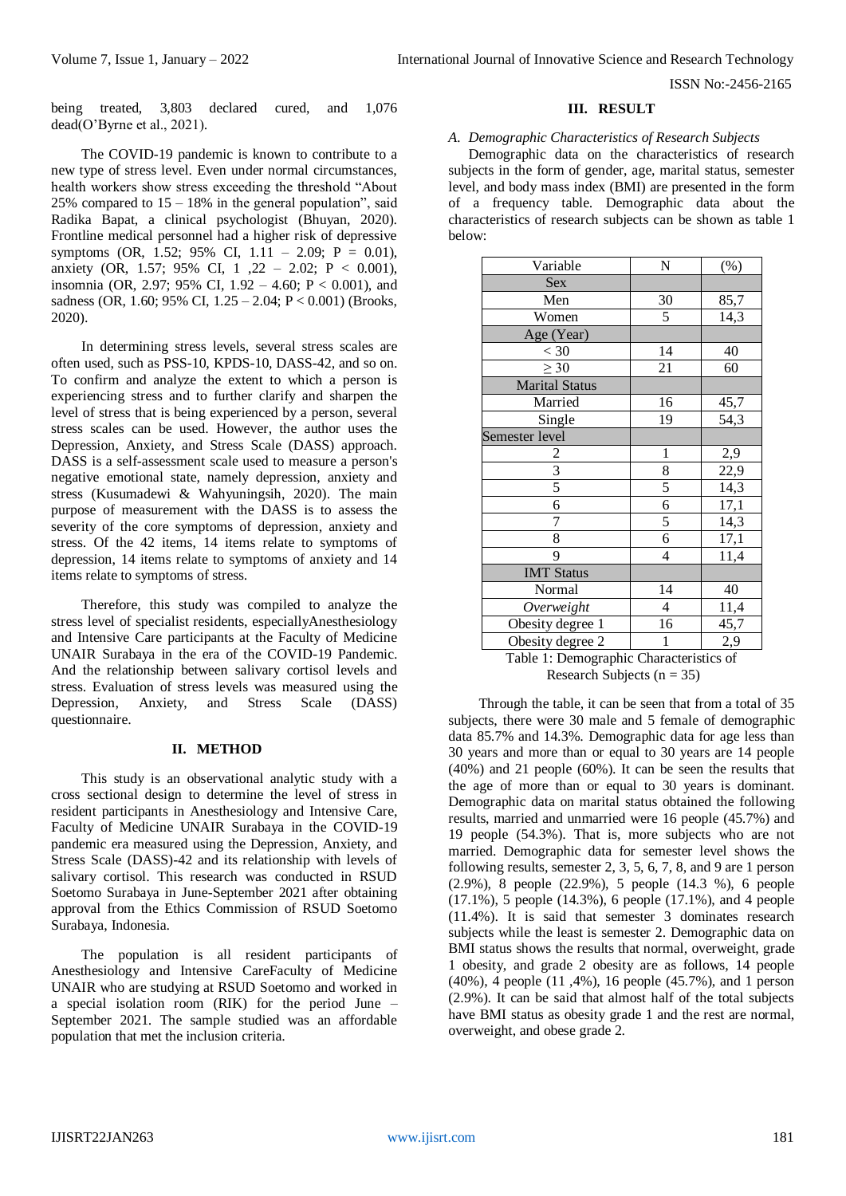being treated, 3,803 declared cured, and 1,076 dead(O'Byrne et al., 2021).

The COVID-19 pandemic is known to contribute to a new type of stress level. Even under normal circumstances, health workers show stress exceeding the threshold "About 25% compared to 15 – 18% in the general population", said Radika Bapat, a clinical psychologist (Bhuyan, 2020). Frontline medical personnel had a higher risk of depressive symptoms (OR, 1.52; 95% CI, 1.11 – 2.09; P = 0.01), anxiety (OR, 1.57; 95% CI, 1 ,22 – 2.02; P < 0.001), insomnia (OR, 2.97; 95% CI, 1.92 – 4.60; P < 0.001), and sadness (OR, 1.60; 95% CI, 1.25 – 2.04; P < 0.001) (Brooks, 2020).

In determining stress levels, several stress scales are often used, such as PSS-10, KPDS-10, DASS-42, and so on. To confirm and analyze the extent to which a person is experiencing stress and to further clarify and sharpen the level of stress that is being experienced by a person, several stress scales can be used. However, the author uses the Depression, Anxiety, and Stress Scale (DASS) approach. DASS is a self-assessment scale used to measure a person's negative emotional state, namely depression, anxiety and stress (Kusumadewi & Wahyuningsih, 2020). The main purpose of measurement with the DASS is to assess the severity of the core symptoms of depression, anxiety and stress. Of the 42 items, 14 items relate to symptoms of depression, 14 items relate to symptoms of anxiety and 14 items relate to symptoms of stress.

Therefore, this study was compiled to analyze the stress level of specialist residents, especiallyAnesthesiology and Intensive Care participants at the Faculty of Medicine UNAIR Surabaya in the era of the COVID-19 Pandemic. And the relationship between salivary cortisol levels and stress. Evaluation of stress levels was measured using the Depression, Anxiety, and Stress Scale (DASS) questionnaire.

## II. METHOD

This study is an observational analytic study with a cross sectional design to determine the level of stress in resident participants in Anesthesiology and Intensive Care, Faculty of Medicine UNAIR Surabaya in the COVID-19 pandemic era measured using the Depression, Anxiety, and Stress Scale (DASS)-42 and its relationship with levels of salivary cortisol. This research was conducted in RSUD Soetomo Surabaya in June-September 2021 after obtaining approval from the Ethics Commission of RSUD Soetomo Surabaya, Indonesia.

The population is all resident participants of Anesthesiology and Intensive CareFaculty of Medicine UNAIR who are studying at RSUD Soetomo and worked in a special isolation room (RIK) for the period June – September 2021. The sample studied was an affordable population that met the inclusion criteria.

## III. RESULT

### A. *Demographic Characteristics of Research Subjects*

Demographic data on the characteristics of research subjects in the form of gender, age, marital status, semester level, and body mass index (BMI) are presented in the form of a frequency table. Demographic data about the characteristics of research subjects can be shown as table 1 below:

| Variable | N | (%) |
|---|---|---|
| Sex | | |
| Men | 30 | 85,7 |
| Women | 5 | 14,3 |
| Age (Year) | | |
| < 30 | 14 | 40 |
| ≥ 30 | 21 | 60 |
| Marital Status | | |
| Married | 16 | 45,7 |
| Single | 19 | 54,3 |
| Semester level | | |
| 2 | 1 | 2,9 |
| 3 | 8 | 22,9 |
| 5 | 5 | 14,3 |
| 6 | 6 | 17,1 |
| 7 | 5 | 14,3 |
| 8 | 6 | 17,1 |
| 9 | 4 | 11,4 |
| IMT Status | | |
| Normal | 14 | 40 |
| *Overweight* | 4 | 11,4 |
| Obesity degree 1 | 16 | 45,7 |
| Obesity degree 2 | 1 | 2,9 |

Table 1: Demographic Characteristics of Research Subjects (n = 35)

Through the table, it can be seen that from a total of 35 subjects, there were 30 male and 5 female of demographic data 85.7% and 14.3%. Demographic data for age less than 30 years and more than or equal to 30 years are 14 people (40%) and 21 people (60%). It can be seen the results that the age of more than or equal to 30 years is dominant. Demographic data on marital status obtained the following results, married and unmarried were 16 people (45.7%) and 19 people (54.3%). That is, more subjects who are not married. Demographic data for semester level shows the following results, semester 2, 3, 5, 6, 7, 8, and 9 are 1 person (2.9%), 8 people (22.9%), 5 people (14.3 %), 6 people (17.1%), 5 people (14.3%), 6 people (17.1%), and 4 people (11.4%). It is said that semester 3 dominates research subjects while the least is semester 2. Demographic data on BMI status shows the results that normal, overweight, grade 1 obesity, and grade 2 obesity are as follows, 14 people (40%), 4 people (11 ,4%), 16 people (45.7%), and 1 person (2.9%). It can be said that almost half of the total subjects have BMI status as obesity grade 1 and the rest are normal, overweight, and obese grade 2.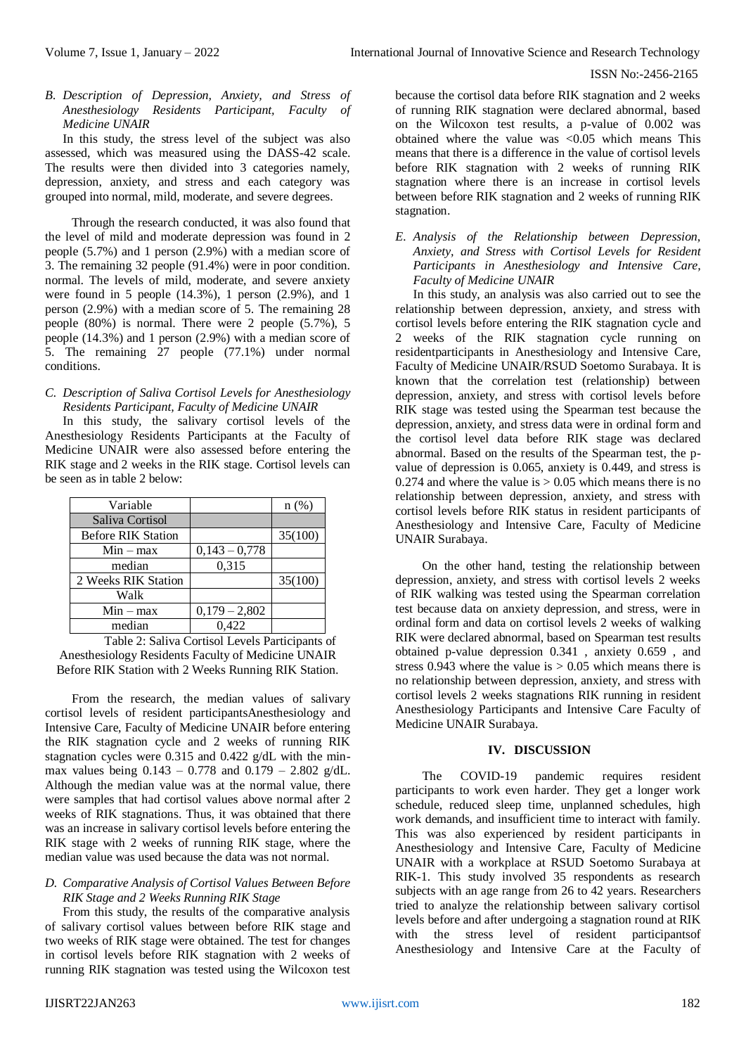### B. Description of Depression, Anxiety, and Stress of Anesthesiology Residents Participant, Faculty of Medicine UNAIR

In this study, the stress level of the subject was also assessed, which was measured using the DASS-42 scale. The results were then divided into 3 categories namely, depression, anxiety, and stress and each category was grouped into normal, mild, moderate, and severe degrees.

Through the research conducted, it was also found that the level of mild and moderate depression was found in 2 people (5.7%) and 1 person (2.9%) with a median score of 3. The remaining 32 people (91.4%) were in poor condition. normal. The levels of mild, moderate, and severe anxiety were found in 5 people (14.3%), 1 person (2.9%), and 1 person (2.9%) with a median score of 5. The remaining 28 people (80%) is normal. There were 2 people (5.7%), 5 people (14.3%) and 1 person (2.9%) with a median score of 5. The remaining 27 people (77.1%) under normal conditions.

### C. Description of Saliva Cortisol Levels for Anesthesiology Residents Participant, Faculty of Medicine UNAIR

In this study, the salivary cortisol levels of the Anesthesiology Residents Participants at the Faculty of Medicine UNAIR were also assessed before entering the RIK stage and 2 weeks in the RIK stage. Cortisol levels can be seen as in table 2 below:

| Variable | | n (%) |
|---|---|---|
| Saliva Cortisol | | |
| Before RIK Station | | 35(100) |
| Min – max | 0,143 – 0,778 | |
| median | 0,315 | |
| 2 Weeks RIK Station | | 35(100) |
| Walk | | |
| Min – max | 0,179 – 2,802 | |
| median | 0,422 | |

Table 2: Saliva Cortisol Levels Participants of Anesthesiology Residents Faculty of Medicine UNAIR Before RIK Station with 2 Weeks Running RIK Station.

From the research, the median values of salivary cortisol levels of resident participantsAnesthesiology and Intensive Care, Faculty of Medicine UNAIR before entering the RIK stagnation cycle and 2 weeks of running RIK stagnation cycles were 0.315 and 0.422 g/dL with the min-max values being 0.143 – 0.778 and 0.179 – 2.802 g/dL. Although the median value was at the normal value, there were samples that had cortisol values above normal after 2 weeks of RIK stagnations. Thus, it was obtained that there was an increase in salivary cortisol levels before entering the RIK stage with 2 weeks of running RIK stage, where the median value was used because the data was not normal.

### D. Comparative Analysis of Cortisol Values Between Before RIK Stage and 2 Weeks Running RIK Stage

From this study, the results of the comparative analysis of salivary cortisol values between before RIK stage and two weeks of RIK stage were obtained. The test for changes in cortisol levels before RIK stagnation with 2 weeks of running RIK stagnation was tested using the Wilcoxon test because the cortisol data before RIK stagnation and 2 weeks of running RIK stagnation were declared abnormal, based on the Wilcoxon test results, a p-value of 0.002 was obtained where the value was <0.05 which means This means that there is a difference in the value of cortisol levels before RIK stagnation with 2 weeks of running RIK stagnation where there is an increase in cortisol levels between before RIK stagnation and 2 weeks of running RIK stagnation.

### E. Analysis of the Relationship between Depression, Anxiety, and Stress with Cortisol Levels for Resident Participants in Anesthesiology and Intensive Care, Faculty of Medicine UNAIR

In this study, an analysis was also carried out to see the relationship between depression, anxiety, and stress with cortisol levels before entering the RIK stagnation cycle and 2 weeks of the RIK stagnation cycle running on residentparticipants in Anesthesiology and Intensive Care, Faculty of Medicine UNAIR/RSUD Soetomo Surabaya. It is known that the correlation test (relationship) between depression, anxiety, and stress with cortisol levels before RIK stage was tested using the Spearman test because the depression, anxiety, and stress data were in ordinal form and the cortisol level data before RIK stage was declared abnormal. Based on the results of the Spearman test, the p-value of depression is 0.065, anxiety is 0.449, and stress is 0.274 and where the value is > 0.05 which means there is no relationship between depression, anxiety, and stress with cortisol levels before RIK status in resident participants of Anesthesiology and Intensive Care, Faculty of Medicine UNAIR Surabaya.

On the other hand, testing the relationship between depression, anxiety, and stress with cortisol levels 2 weeks of RIK walking was tested using the Spearman correlation test because data on anxiety depression, and stress, were in ordinal form and data on cortisol levels 2 weeks of walking RIK were declared abnormal, based on Spearman test results obtained p-value depression 0.341 , anxiety 0.659 , and stress 0.943 where the value is > 0.05 which means there is no relationship between depression, anxiety, and stress with cortisol levels 2 weeks stagnations RIK running in resident Anesthesiology Participants and Intensive Care Faculty of Medicine UNAIR Surabaya.

## IV. DISCUSSION

The COVID-19 pandemic requires resident participants to work even harder. They get a longer work schedule, reduced sleep time, unplanned schedules, high work demands, and insufficient time to interact with family. This was also experienced by resident participants in Anesthesiology and Intensive Care, Faculty of Medicine UNAIR with a workplace at RSUD Soetomo Surabaya at RIK-1. This study involved 35 respondents as research subjects with an age range from 26 to 42 years. Researchers tried to analyze the relationship between salivary cortisol levels before and after undergoing a stagnation round at RIK with the stress level of resident participantsof Anesthesiology and Intensive Care at the Faculty of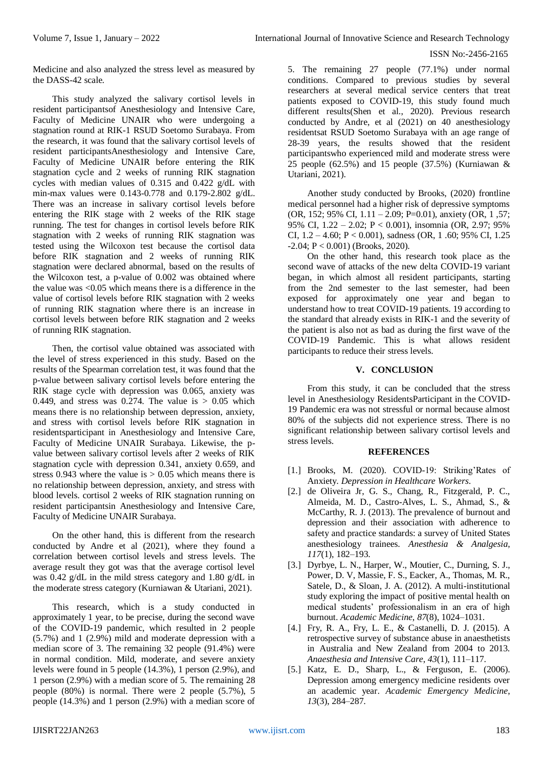Medicine and also analyzed the stress level as measured by the DASS-42 scale.

This study analyzed the salivary cortisol levels in resident participantsof Anesthesiology and Intensive Care, Faculty of Medicine UNAIR who were undergoing a stagnation round at RIK-1 RSUD Soetomo Surabaya. From the research, it was found that the salivary cortisol levels of resident participantsAnesthesiology and Intensive Care, Faculty of Medicine UNAIR before entering the RIK stagnation cycle and 2 weeks of running RIK stagnation cycles with median values of 0.315 and 0.422 g/dL with min-max values were 0.143-0.778 and 0.179-2.802 g/dL. There was an increase in salivary cortisol levels before entering the RIK stage with 2 weeks of the RIK stage running. The test for changes in cortisol levels before RIK stagnation with 2 weeks of running RIK stagnation was tested using the Wilcoxon test because the cortisol data before RIK stagnation and 2 weeks of running RIK stagnation were declared abnormal, based on the results of the Wilcoxon test, a p-value of 0.002 was obtained where the value was <0.05 which means there is a difference in the value of cortisol levels before RIK stagnation with 2 weeks of running RIK stagnation where there is an increase in cortisol levels between before RIK stagnation and 2 weeks of running RIK stagnation.

Then, the cortisol value obtained was associated with the level of stress experienced in this study. Based on the results of the Spearman correlation test, it was found that the p-value between salivary cortisol levels before entering the RIK stage cycle with depression was 0.065, anxiety was 0.449, and stress was 0.274. The value is > 0.05 which means there is no relationship between depression, anxiety, and stress with cortisol levels before RIK stagnation in residentsparticipant in Anesthesiology and Intensive Care, Faculty of Medicine UNAIR Surabaya. Likewise, the p-value between salivary cortisol levels after 2 weeks of RIK stagnation cycle with depression 0.341, anxiety 0.659, and stress 0.943 where the value is > 0.05 which means there is no relationship between depression, anxiety, and stress with blood levels. cortisol 2 weeks of RIK stagnation running on resident participantsin Anesthesiology and Intensive Care, Faculty of Medicine UNAIR Surabaya.

On the other hand, this is different from the research conducted by Andre et al (2021), where they found a correlation between cortisol levels and stress levels. The average result they got was that the average cortisol level was 0.42 g/dL in the mild stress category and 1.80 g/dL in the moderate stress category (Kurniawan & Utariani, 2021).

This research, which is a study conducted in approximately 1 year, to be precise, during the second wave of the COVID-19 pandemic, which resulted in 2 people (5.7%) and 1 (2.9%) mild and moderate depression with a median score of 3. The remaining 32 people (91.4%) were in normal condition. Mild, moderate, and severe anxiety levels were found in 5 people (14.3%), 1 person (2.9%), and 1 person (2.9%) with a median score of 5. The remaining 28 people (80%) is normal. There were 2 people (5.7%), 5 people (14.3%) and 1 person (2.9%) with a median score of 5. The remaining 27 people (77.1%) under normal conditions. Compared to previous studies by several researchers at several medical service centers that treat patients exposed to COVID-19, this study found much different results(Shen et al., 2020). Previous research conducted by Andre, et al (2021) on 40 anesthesiology residentsat RSUD Soetomo Surabaya with an age range of 28-39 years, the results showed that the resident participantswho experienced mild and moderate stress were 25 people (62.5%) and 15 people (37.5%) (Kurniawan & Utariani, 2021).

Another study conducted by Brooks, (2020) frontline medical personnel had a higher risk of depressive symptoms (OR, 152; 95% CI, 1.11 – 2.09; P=0.01), anxiety (OR, 1 ,57; 95% CI, 1.22 – 2.02; P < 0.001), insomnia (OR, 2.97; 95% CI, 1.2 – 4.60; P < 0.001), sadness (OR, 1 .60; 95% CI, 1.25 -2.04; P < 0.001) (Brooks, 2020).

On the other hand, this research took place as the second wave of attacks of the new delta COVID-19 variant began, in which almost all resident participants, starting from the 2nd semester to the last semester, had been exposed for approximately one year and began to understand how to treat COVID-19 patients. 19 according to the standard that already exists in RIK-1 and the severity of the patient is also not as bad as during the first wave of the COVID-19 Pandemic. This is what allows resident participants to reduce their stress levels.

## V. CONCLUSION

From this study, it can be concluded that the stress level in Anesthesiology ResidentsParticipant in the COVID-19 Pandemic era was not stressful or normal because almost 80% of the subjects did not experience stress. There is no significant relationship between salivary cortisol levels and stress levels.

## REFERENCES

[1.] Brooks, M. (2020). COVID-19: Striking'Rates of Anxiety. *Depression in Healthcare Workers*.

[2.] de Oliveira Jr, G. S., Chang, R., Fitzgerald, P. C., Almeida, M. D., Castro-Alves, L. S., Ahmad, S., & McCarthy, R. J. (2013). The prevalence of burnout and depression and their association with adherence to safety and practice standards: a survey of United States anesthesiology trainees. *Anesthesia & Analgesia*, *117*(1), 182–193.

[3.] Dyrbye, L. N., Harper, W., Moutier, C., Durning, S. J., Power, D. V, Massie, F. S., Eacker, A., Thomas, M. R., Satele, D., & Sloan, J. A. (2012). A multi-institutional study exploring the impact of positive mental health on medical students' professionalism in an era of high burnout. *Academic Medicine*, *87*(8), 1024–1031.

[4.] Fry, R. A., Fry, L. E., & Castanelli, D. J. (2015). A retrospective survey of substance abuse in anaesthetists in Australia and New Zealand from 2004 to 2013. *Anaesthesia and Intensive Care*, *43*(1), 111–117.

[5.] Katz, E. D., Sharp, L., & Ferguson, E. (2006). Depression among emergency medicine residents over an academic year. *Academic Emergency Medicine*, *13*(3), 284–287.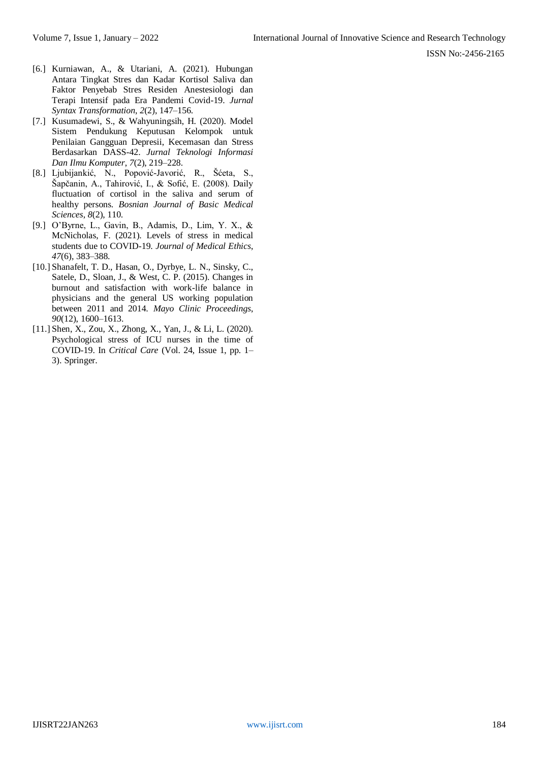[6.] Kurniawan, A., & Utariani, A. (2021). Hubungan Antara Tingkat Stres dan Kadar Kortisol Saliva dan Faktor Penyebab Stres Residen Anestesiologi dan Terapi Intensif pada Era Pandemi Covid-19. *Jurnal Syntax Transformation*, *2*(2), 147–156.

[7.] Kusumadewi, S., & Wahyuningsih, H. (2020). Model Sistem Pendukung Keputusan Kelompok untuk Penilaian Gangguan Depresii, Kecemasan dan Stress Berdasarkan DASS-42. *Jurnal Teknologi Informasi Dan Ilmu Komputer*, *7*(2), 219–228.

[8.] Ljubijankić, N., Popović-Javorić, R., Šćeta, S., Šapčanin, A., Tahirović, I., & Sofić, E. (2008). Daily fluctuation of cortisol in the saliva and serum of healthy persons. *Bosnian Journal of Basic Medical Sciences*, *8*(2), 110.

[9.] O'Byrne, L., Gavin, B., Adamis, D., Lim, Y. X., & McNicholas, F. (2021). Levels of stress in medical students due to COVID-19. *Journal of Medical Ethics*, *47*(6), 383–388.

[10.] Shanafelt, T. D., Hasan, O., Dyrbye, L. N., Sinsky, C., Satele, D., Sloan, J., & West, C. P. (2015). Changes in burnout and satisfaction with work-life balance in physicians and the general US working population between 2011 and 2014. *Mayo Clinic Proceedings*, *90*(12), 1600–1613.

[11.] Shen, X., Zou, X., Zhong, X., Yan, J., & Li, L. (2020). Psychological stress of ICU nurses in the time of COVID-19. In *Critical Care* (Vol. 24, Issue 1, pp. 1–3). Springer.